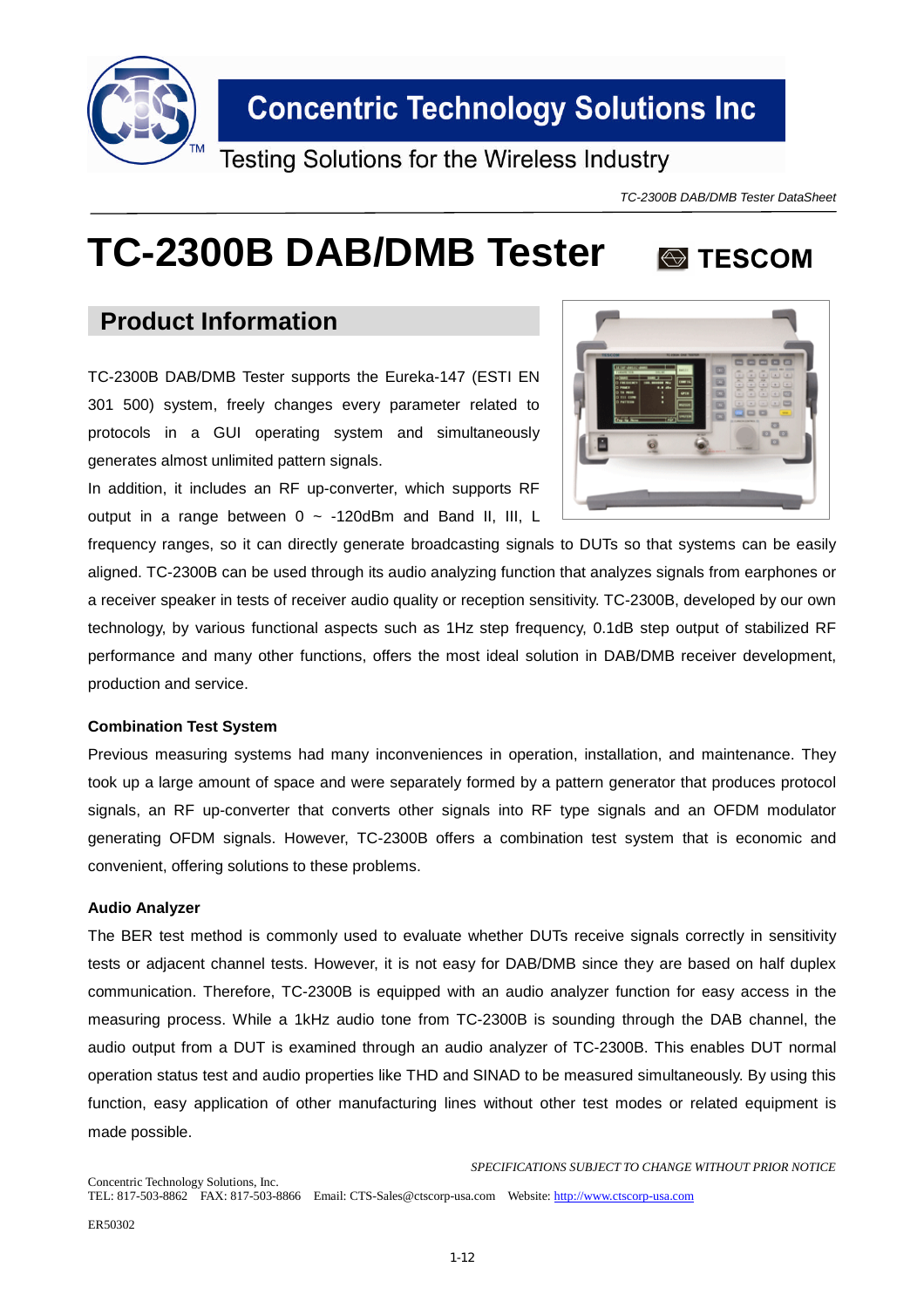# TC-2300B DAB/DMB Tester

TESCOM

## Product Information

TC-2300B DAB/DMB Tester supports the Eureka-147 (ESTI EN 301 500) system, freely changes every parameter related to protocols in a GUI operating system and simultaneously generates almost unlimited pattern signals.

In addition, it includes an RF up-converter, which supports RF output in a range between 0 ~ -120dBm and Band II, III, L frequency ranges, so it can directly generate broadcasting signals to DUTs so that systems can be easily aligned. TC-2300B can be used through its audio analyzing function that analyzes signals from earphones or a receiver speaker in tests of receiver audio quality or reception sensitivity. TC-2300B, developed by our own technology, by various functional aspects such as 1Hz step frequency, 0.1dB step output of stabilized RF performance and many other functions, offers the most ideal solution in DAB/DMB receiver development, production and service.

**Combination Test System**

Previous measuring systems had many inconveniences in operation, installation, and maintenance. They took up a large amount of space and were separately formed by a pattern generator that produces protocol signals, an RF up-converter that converts other signals into RF type signals and an OFDM modulator generating OFDM signals. However, TC-2300B offers a combination test system that is economic and convenient, offering solutions to these problems.

**Audio Analyzer**

The BER test method is commonly used to evaluate whether DUTs receive signals correctly in sensitivity tests or adjacent channel tests. However, it is not easy for DAB/DMB since they are based on half duplex communication. Therefore, TC-2300B is equipped with an audio analyzer function for easy access in the measuring process. While a 1kHz audio tone from TC-2300B is sounding through the DAB channel, the audio output from a DUT is examined through an audio analyzer of TC-2300B. This enables DUT normal operation status test and audio properties like THD and SINAD to be measured simultaneously. By using this function, easy application of other manufacturing lines without other test modes or related equipment is made possible.

*SPECIFICATIONS SUBJECT TO CHANGE WITHOUT PRIOR NOTICE*

Concentric Technology Solutions, Inc.
TEL: 817-503-8862 FAX: 817-503-8866 Email: CTS-Sales@ctscorp-usa.com Website: http://www.ctscorp-usa.com

ER50302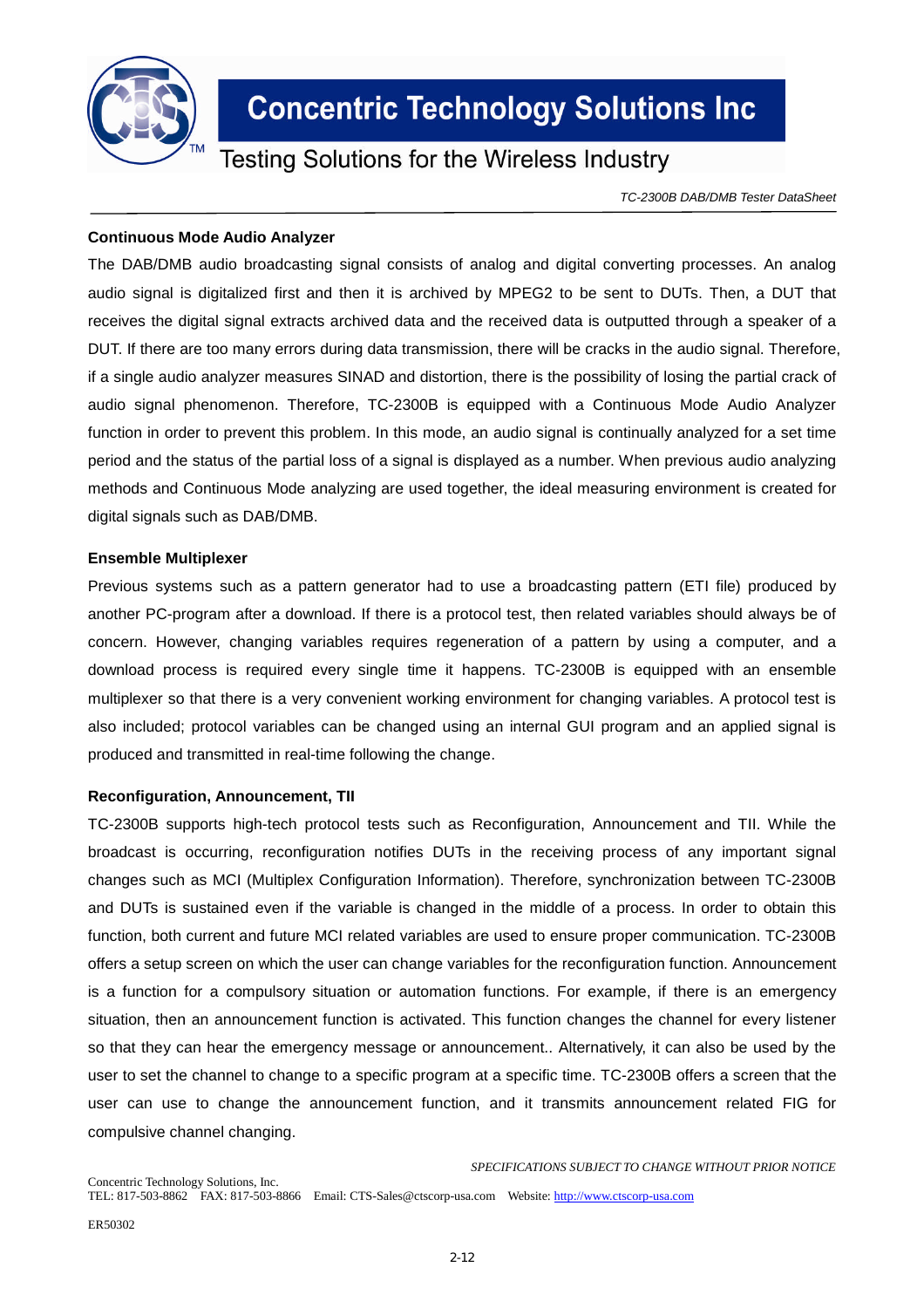### Continuous Mode Audio Analyzer

The DAB/DMB audio broadcasting signal consists of analog and digital converting processes. An analog audio signal is digitalized first and then it is archived by MPEG2 to be sent to DUTs. Then, a DUT that receives the digital signal extracts archived data and the received data is outputted through a speaker of a DUT. If there are too many errors during data transmission, there will be cracks in the audio signal. Therefore, if a single audio analyzer measures SINAD and distortion, there is the possibility of losing the partial crack of audio signal phenomenon. Therefore, TC-2300B is equipped with a Continuous Mode Audio Analyzer function in order to prevent this problem. In this mode, an audio signal is continually analyzed for a set time period and the status of the partial loss of a signal is displayed as a number. When previous audio analyzing methods and Continuous Mode analyzing are used together, the ideal measuring environment is created for digital signals such as DAB/DMB.

### Ensemble Multiplexer

Previous systems such as a pattern generator had to use a broadcasting pattern (ETI file) produced by another PC-program after a download. If there is a protocol test, then related variables should always be of concern. However, changing variables requires regeneration of a pattern by using a computer, and a download process is required every single time it happens. TC-2300B is equipped with an ensemble multiplexer so that there is a very convenient working environment for changing variables. A protocol test is also included; protocol variables can be changed using an internal GUI program and an applied signal is produced and transmitted in real-time following the change.

### Reconfiguration, Announcement, TII

TC-2300B supports high-tech protocol tests such as Reconfiguration, Announcement and TII. While the broadcast is occurring, reconfiguration notifies DUTs in the receiving process of any important signal changes such as MCI (Multiplex Configuration Information). Therefore, synchronization between TC-2300B and DUTs is sustained even if the variable is changed in the middle of a process. In order to obtain this function, both current and future MCI related variables are used to ensure proper communication. TC-2300B offers a setup screen on which the user can change variables for the reconfiguration function. Announcement is a function for a compulsory situation or automation functions. For example, if there is an emergency situation, then an announcement function is activated. This function changes the channel for every listener so that they can hear the emergency message or announcement.. Alternatively, it can also be used by the user to set the channel to change to a specific program at a specific time. TC-2300B offers a screen that the user can use to change the announcement function, and it transmits announcement related FIG for compulsive channel changing.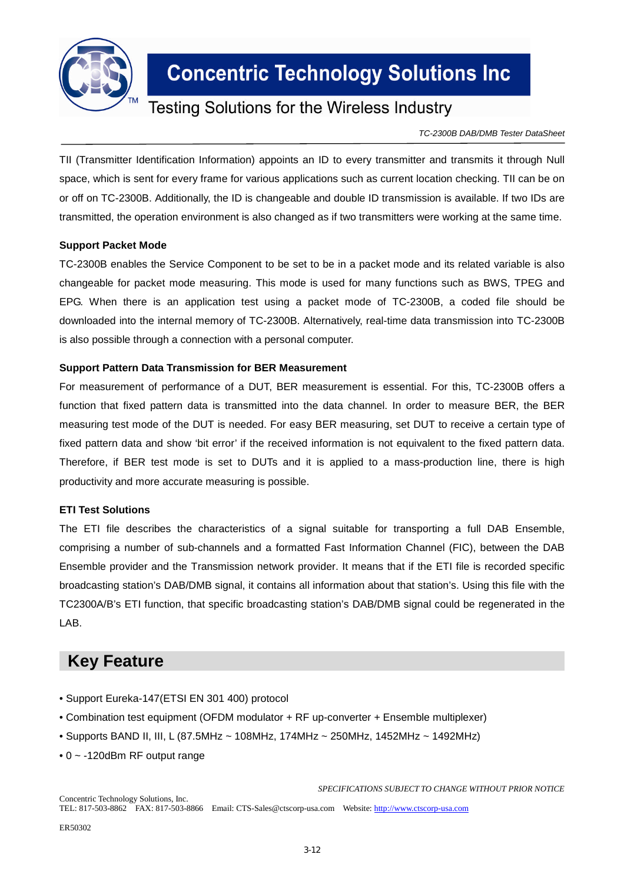TII (Transmitter Identification Information) appoints an ID to every transmitter and transmits it through Null space, which is sent for every frame for various applications such as current location checking. TII can be on or off on TC-2300B. Additionally, the ID is changeable and double ID transmission is available. If two IDs are transmitted, the operation environment is also changed as if two transmitters were working at the same time.

### Support Packet Mode

TC-2300B enables the Service Component to be set to be in a packet mode and its related variable is also changeable for packet mode measuring. This mode is used for many functions such as BWS, TPEG and EPG. When there is an application test using a packet mode of TC-2300B, a coded file should be downloaded into the internal memory of TC-2300B. Alternatively, real-time data transmission into TC-2300B is also possible through a connection with a personal computer.

### Support Pattern Data Transmission for BER Measurement

For measurement of performance of a DUT, BER measurement is essential. For this, TC-2300B offers a function that fixed pattern data is transmitted into the data channel. In order to measure BER, the BER measuring test mode of the DUT is needed. For easy BER measuring, set DUT to receive a certain type of fixed pattern data and show 'bit error' if the received information is not equivalent to the fixed pattern data. Therefore, if BER test mode is set to DUTs and it is applied to a mass-production line, there is high productivity and more accurate measuring is possible.

### ETI Test Solutions

The ETI file describes the characteristics of a signal suitable for transporting a full DAB Ensemble, comprising a number of sub-channels and a formatted Fast Information Channel (FIC), between the DAB Ensemble provider and the Transmission network provider. It means that if the ETI file is recorded specific broadcasting station's DAB/DMB signal, it contains all information about that station's. Using this file with the TC2300A/B's ETI function, that specific broadcasting station's DAB/DMB signal could be regenerated in the LAB.

## Key Feature

- Support Eureka-147(ETSI EN 301 400) protocol
- Combination test equipment (OFDM modulator + RF up-converter + Ensemble multiplexer)
- Supports BAND II, III, L (87.5MHz ~ 108MHz, 174MHz ~ 250MHz, 1452MHz ~ 1492MHz)
- 0 ~ -120dBm RF output range

*SPECIFICATIONS SUBJECT TO CHANGE WITHOUT PRIOR NOTICE*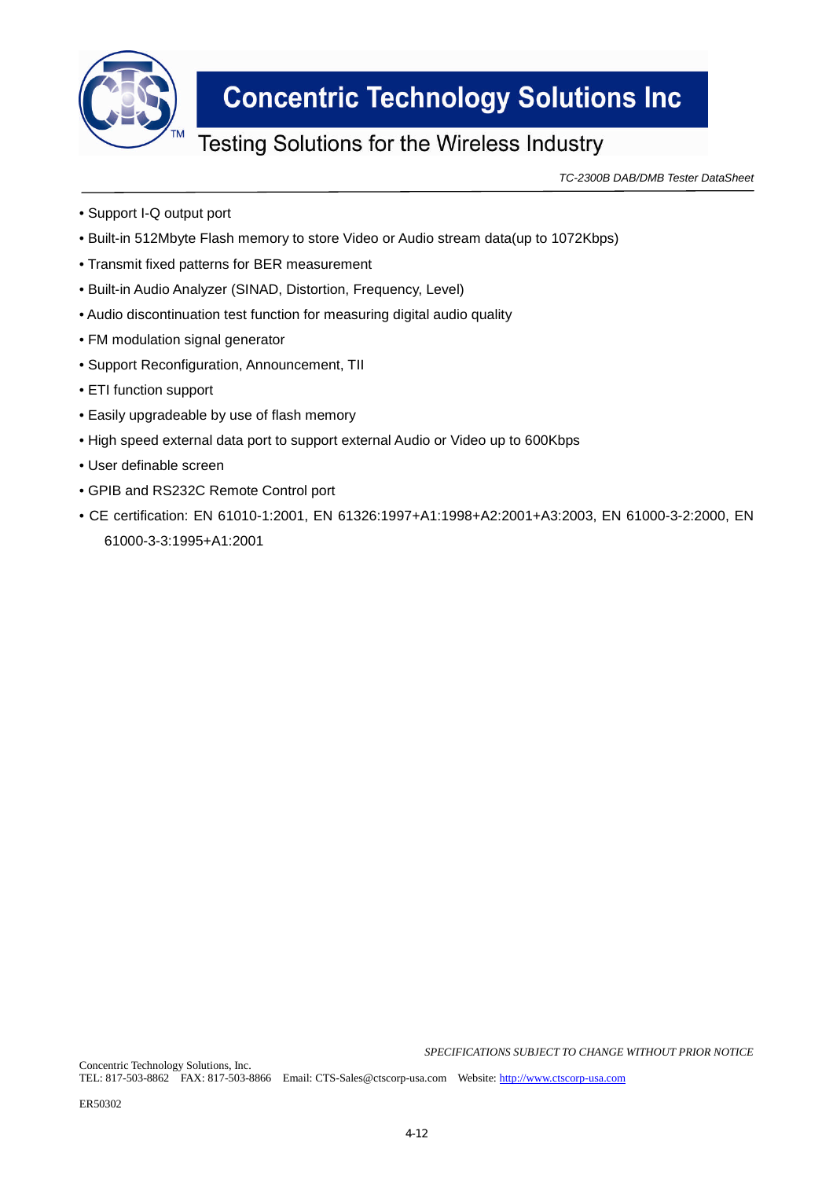- Support I-Q output port
- Built-in 512Mbyte Flash memory to store Video or Audio stream data(up to 1072Kbps)
- Transmit fixed patterns for BER measurement
- Built-in Audio Analyzer (SINAD, Distortion, Frequency, Level)
- Audio discontinuation test function for measuring digital audio quality
- FM modulation signal generator
- Support Reconfiguration, Announcement, TII
- ETI function support
- Easily upgradeable by use of flash memory
- High speed external data port to support external Audio or Video up to 600Kbps
- User definable screen
- GPIB and RS232C Remote Control port
- CE certification: EN 61010-1:2001, EN 61326:1997+A1:1998+A2:2001+A3:2003, EN 61000-3-2:2000, EN 61000-3-3:1995+A1:2001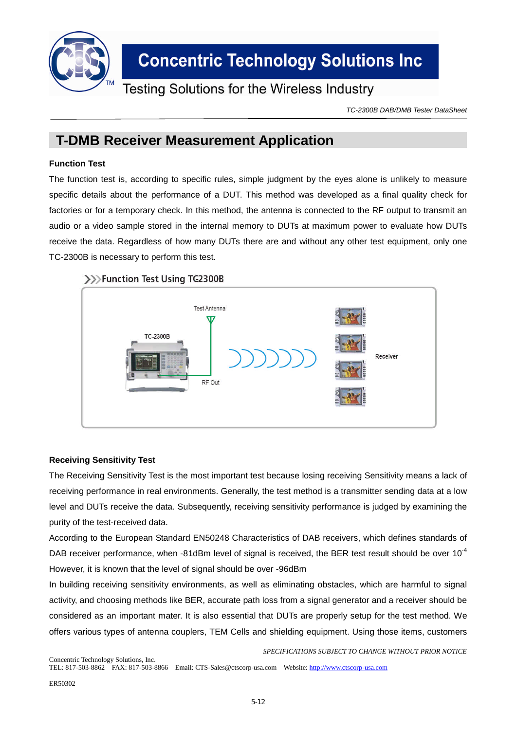# T-DMB Receiver Measurement Application

**Function Test**

The function test is, according to specific rules, simple judgment by the eyes alone is unlikely to measure specific details about the performance of a DUT. This method was developed as a final quality check for factories or for a temporary check. In this method, the antenna is connected to the RF output to transmit an audio or a video sample stored in the internal memory to DUTs at maximum power to evaluate how DUTs receive the data. Regardless of how many DUTs there are and without any other test equipment, only one TC-2300B is necessary to perform this test.

>>> Function Test Using TC-2300B

**Receiving Sensitivity Test**

The Receiving Sensitivity Test is the most important test because losing receiving Sensitivity means a lack of receiving performance in real environments. Generally, the test method is a transmitter sending data at a low level and DUTs receive the data. Subsequently, receiving sensitivity performance is judged by examining the purity of the test-received data.

According to the European Standard EN50248 Characteristics of DAB receivers, which defines standards of DAB receiver performance, when -81dBm level of signal is received, the BER test result should be over $10^{-4}$

However, it is known that the level of signal should be over -96dBm

In building receiving sensitivity environments, as well as eliminating obstacles, which are harmful to signal activity, and choosing methods like BER, accurate path loss from a signal generator and a receiver should be considered as an important mater. It is also essential that DUTs are properly setup for the test method. We offers various types of antenna couplers, TEM Cells and shielding equipment. Using those items, customers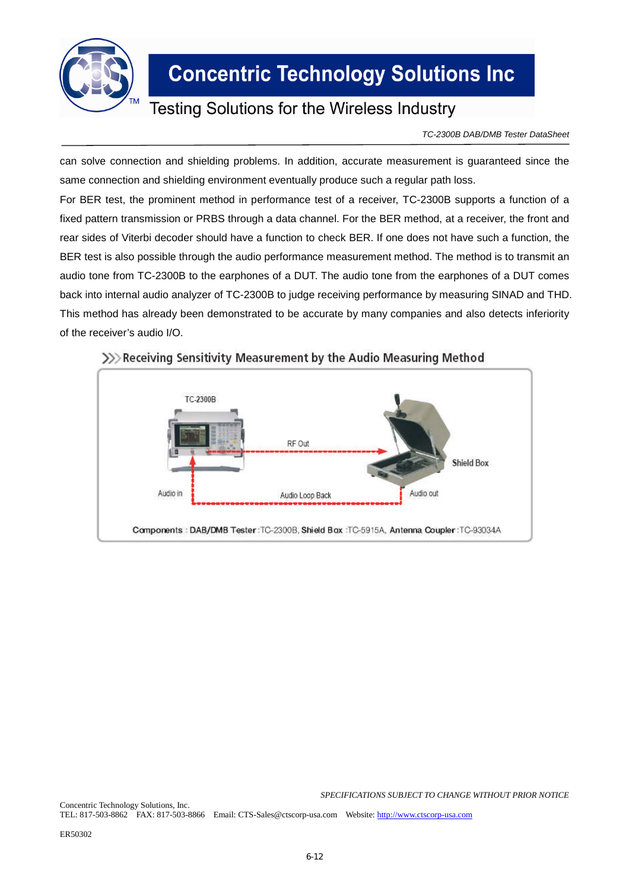can solve connection and shielding problems. In addition, accurate measurement is guaranteed since the same connection and shielding environment eventually produce such a regular path loss.

For BER test, the prominent method in performance test of a receiver, TC-2300B supports a function of a fixed pattern transmission or PRBS through a data channel. For the BER method, at a receiver, the front and rear sides of Viterbi decoder should have a function to check BER. If one does not have such a function, the BER test is also possible through the audio performance measurement method. The method is to transmit an audio tone from TC-2300B to the earphones of a DUT. The audio tone from the earphones of a DUT comes back into internal audio analyzer of TC-2300B to judge receiving performance by measuring SINAD and THD. This method has already been demonstrated to be accurate by many companies and also detects inferiority of the receiver's audio I/O.

### Receiving Sensitivity Measurement by the Audio Measuring Method

TC-2300B — RF Out → Shield Box

Audio in ← Audio Loop Back ← Audio out

**Components** : **DAB/DMB Tester** :TC-2300B, **Shield Box** :TC-5915A, **Antenna Coupler** :TC-93034A

*SPECIFICATIONS SUBJECT TO CHANGE WITHOUT PRIOR NOTICE*

Concentric Technology Solutions, Inc.
TEL: 817-503-8862 FAX: 817-503-8866 Email: CTS-Sales@ctscorp-usa.com Website: http://www.ctscorp-usa.com

ER50302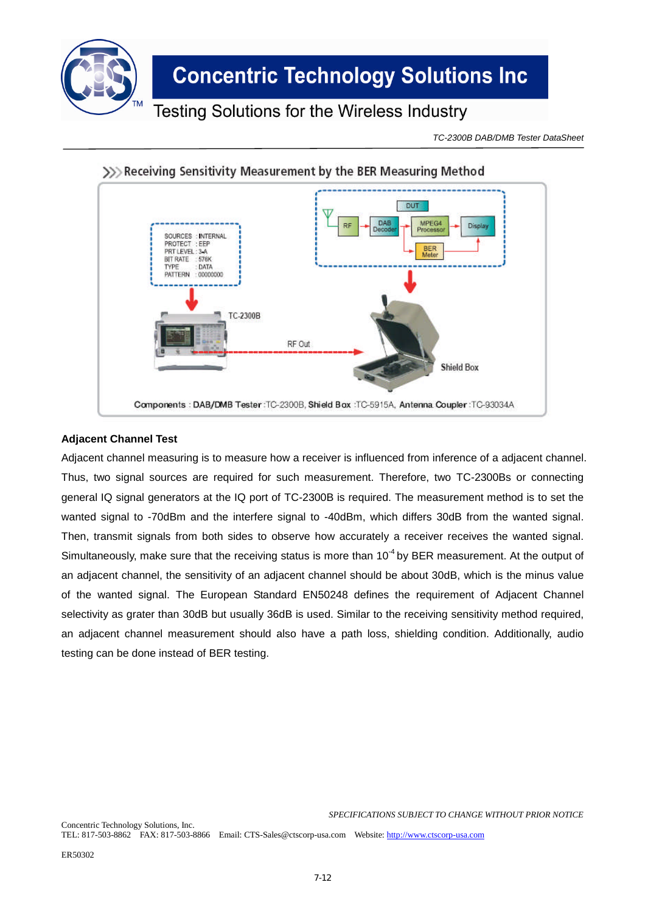TC-2300B DAB/DMB Tester DataSheet

## Receiving Sensitivity Measurement by the BER Measuring Method

SOURCES : INTERNAL
PROTECT : EEP
PRT LEVEL : 3-A
BIT RATE : 576K
TYPE : DATA
PATTERN : 00000000

DUT: RF → DAB Decoder → MPEG4 Processor → Display; BER Meter

TC-2300B — RF Out → Shield Box

Components : DAB/DMB Tester :TC-2300B, Shield Box :TC-5915A, Antenna Coupler :TC-93034A

### Adjacent Channel Test

Adjacent channel measuring is to measure how a receiver is influenced from inference of a adjacent channel. Thus, two signal sources are required for such measurement. Therefore, two TC-2300Bs or connecting general IQ signal generators at the IQ port of TC-2300B is required. The measurement method is to set the wanted signal to -70dBm and the interfere signal to -40dBm, which differs 30dB from the wanted signal. Then, transmit signals from both sides to observe how accurately a receiver receives the wanted signal. Simultaneously, make sure that the receiving status is more than $10^{-4}$ by BER measurement. At the output of an adjacent channel, the sensitivity of an adjacent channel should be about 30dB, which is the minus value of the wanted signal. The European Standard EN50248 defines the requirement of Adjacent Channel selectivity as grater than 30dB but usually 36dB is used. Similar to the receiving sensitivity method required, an adjacent channel measurement should also have a path loss, shielding condition. Additionally, audio testing can be done instead of BER testing.

SPECIFICATIONS SUBJECT TO CHANGE WITHOUT PRIOR NOTICE

Concentric Technology Solutions, Inc.
TEL: 817-503-8862 FAX: 817-503-8866 Email: CTS-Sales@ctscorp-usa.com Website: http://www.ctscorp-usa.com

ER50302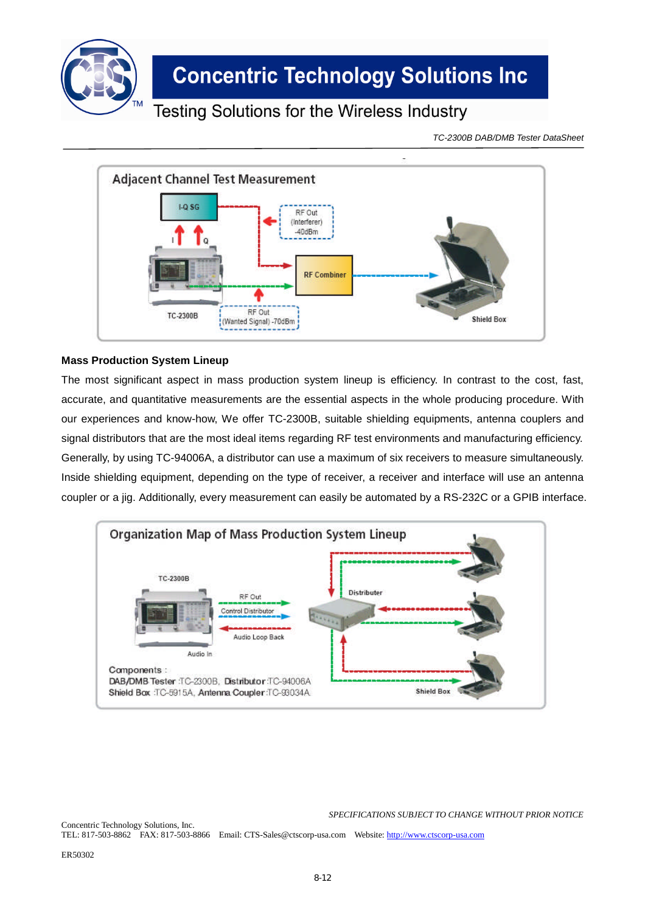Adjacent Channel Test Measurement

I-Q SG

RF Out (Interferer) -40dBm

RF Combiner

TC-2300B

RF Out (Wanted Signal) -70dBm

Shield Box

**Mass Production System Lineup**

The most significant aspect in mass production system lineup is efficiency. In contrast to the cost, fast, accurate, and quantitative measurements are the essential aspects in the whole producing procedure. With our experiences and know-how, We offer TC-2300B, suitable shielding equipments, antenna couplers and signal distributors that are the most ideal items regarding RF test environments and manufacturing efficiency. Generally, by using TC-94006A, a distributor can use a maximum of six receivers to measure simultaneously. Inside shielding equipment, depending on the type of receiver, a receiver and interface will use an antenna coupler or a jig. Additionally, every measurement can easily be automated by a RS-232C or a GPIB interface.

Organization Map of Mass Production System Lineup

TC-2300B

RF Out

Control Distributor

Audio Loop Back

Audio In

Distributer

Shield Box

Components :
DAB/DMB Tester :TC-2300B, Distributor :TC-94006A
Shield Box :TC-5915A, Antenna Coupler :TC-93034A

*SPECIFICATIONS SUBJECT TO CHANGE WITHOUT PRIOR NOTICE*

Concentric Technology Solutions, Inc.
TEL: 817-503-8862 FAX: 817-503-8866 Email: CTS-Sales@ctscorp-usa.com Website: http://www.ctscorp-usa.com

ER50302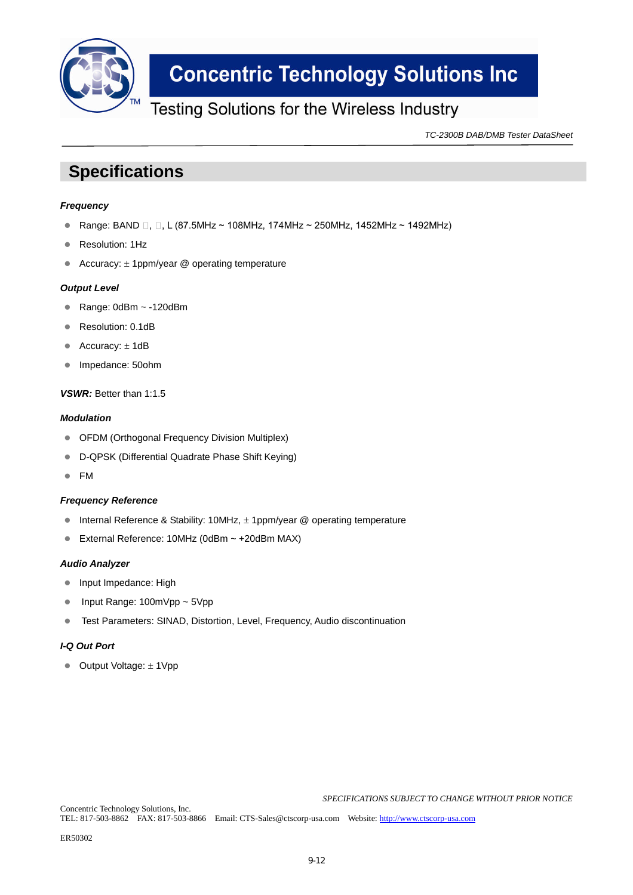## Specifications

***Frequency***

- Range: BAND □, □, L (87.5MHz ~ 108MHz, 174MHz ~ 250MHz, 1452MHz ~ 1492MHz)
- Resolution: 1Hz
- Accuracy: ± 1ppm/year @ operating temperature

***Output Level***

- Range: 0dBm ~ -120dBm
- Resolution: 0.1dB
- Accuracy: ± 1dB
- Impedance: 50ohm

***VSWR:*** Better than 1:1.5

***Modulation***

- OFDM (Orthogonal Frequency Division Multiplex)
- D-QPSK (Differential Quadrate Phase Shift Keying)
- FM

***Frequency Reference***

- Internal Reference & Stability: 10MHz, ± 1ppm/year @ operating temperature
- External Reference: 10MHz (0dBm ~ +20dBm MAX)

***Audio Analyzer***

- Input Impedance: High
- Input Range: 100mVpp ~ 5Vpp
- Test Parameters: SINAD, Distortion, Level, Frequency, Audio discontinuation

***I-Q Out Port***

- Output Voltage: ± 1Vpp

*SPECIFICATIONS SUBJECT TO CHANGE WITHOUT PRIOR NOTICE*

Concentric Technology Solutions, Inc.
TEL: 817-503-8862 FAX: 817-503-8866 Email: CTS-Sales@ctscorp-usa.com Website: http://www.ctscorp-usa.com

ER50302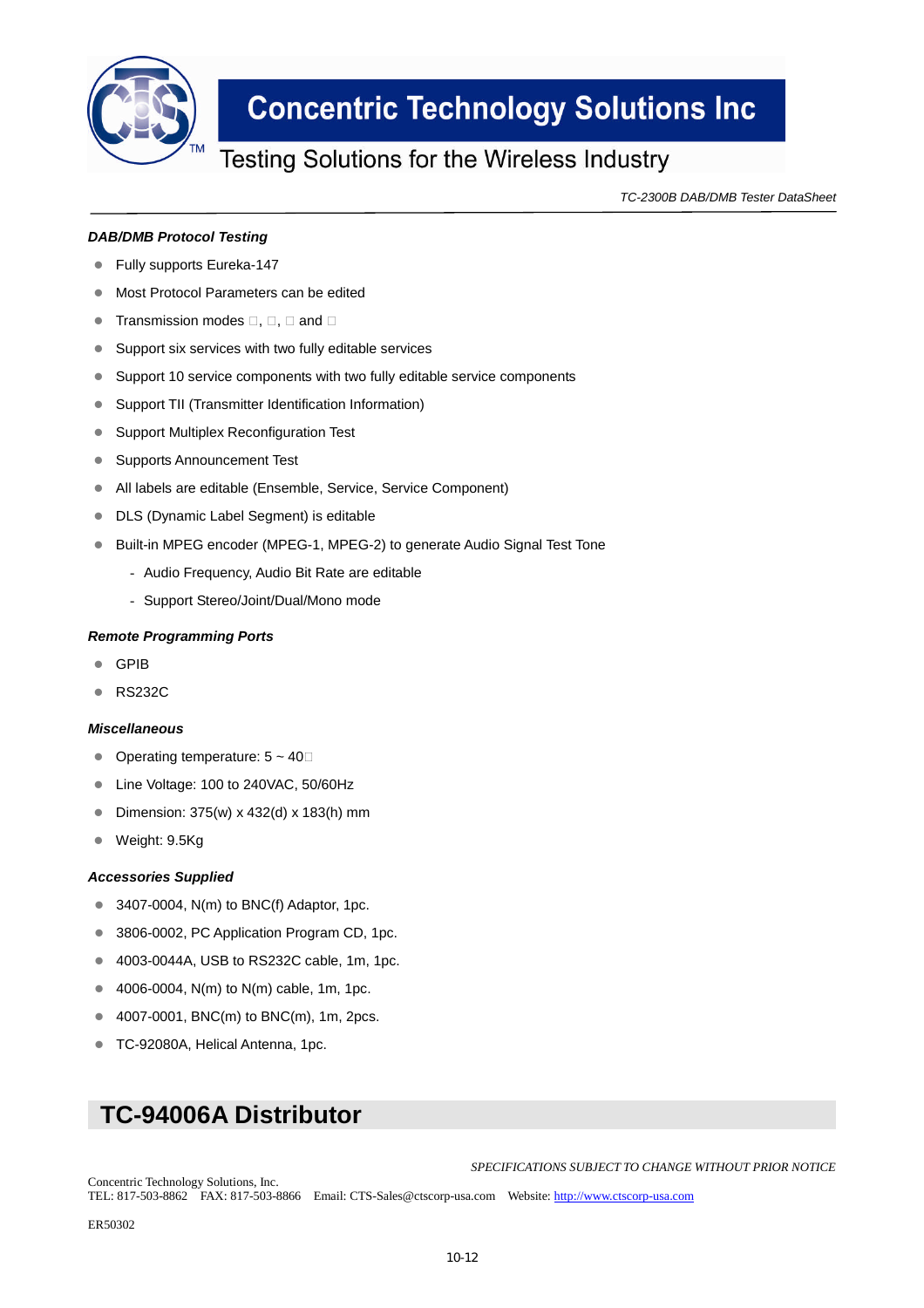### *DAB/DMB Protocol Testing*

- Fully supports Eureka-147
- Most Protocol Parameters can be edited
- Transmission modes □, □, □ and □
- Support six services with two fully editable services
- Support 10 service components with two fully editable service components
- Support TII (Transmitter Identification Information)
- Support Multiplex Reconfiguration Test
- Supports Announcement Test
- All labels are editable (Ensemble, Service, Service Component)
- DLS (Dynamic Label Segment) is editable
- Built-in MPEG encoder (MPEG-1, MPEG-2) to generate Audio Signal Test Tone
  - Audio Frequency, Audio Bit Rate are editable
  - Support Stereo/Joint/Dual/Mono mode

### *Remote Programming Ports*

- GPIB
- RS232C

### *Miscellaneous*

- Operating temperature: 5 ~ 40□
- Line Voltage: 100 to 240VAC, 50/60Hz
- Dimension: 375(w) x 432(d) x 183(h) mm
- Weight: 9.5Kg

### *Accessories Supplied*

- 3407-0004, N(m) to BNC(f) Adaptor, 1pc.
- 3806-0002, PC Application Program CD, 1pc.
- 4003-0044A, USB to RS232C cable, 1m, 1pc.
- 4006-0004, N(m) to N(m) cable, 1m, 1pc.
- 4007-0001, BNC(m) to BNC(m), 1m, 2pcs.
- TC-92080A, Helical Antenna, 1pc.

## TC-94006A Distributor

*SPECIFICATIONS SUBJECT TO CHANGE WITHOUT PRIOR NOTICE*

Concentric Technology Solutions, Inc.
TEL: 817-503-8862 FAX: 817-503-8866 Email: CTS-Sales@ctscorp-usa.com Website: http://www.ctscorp-usa.com

ER50302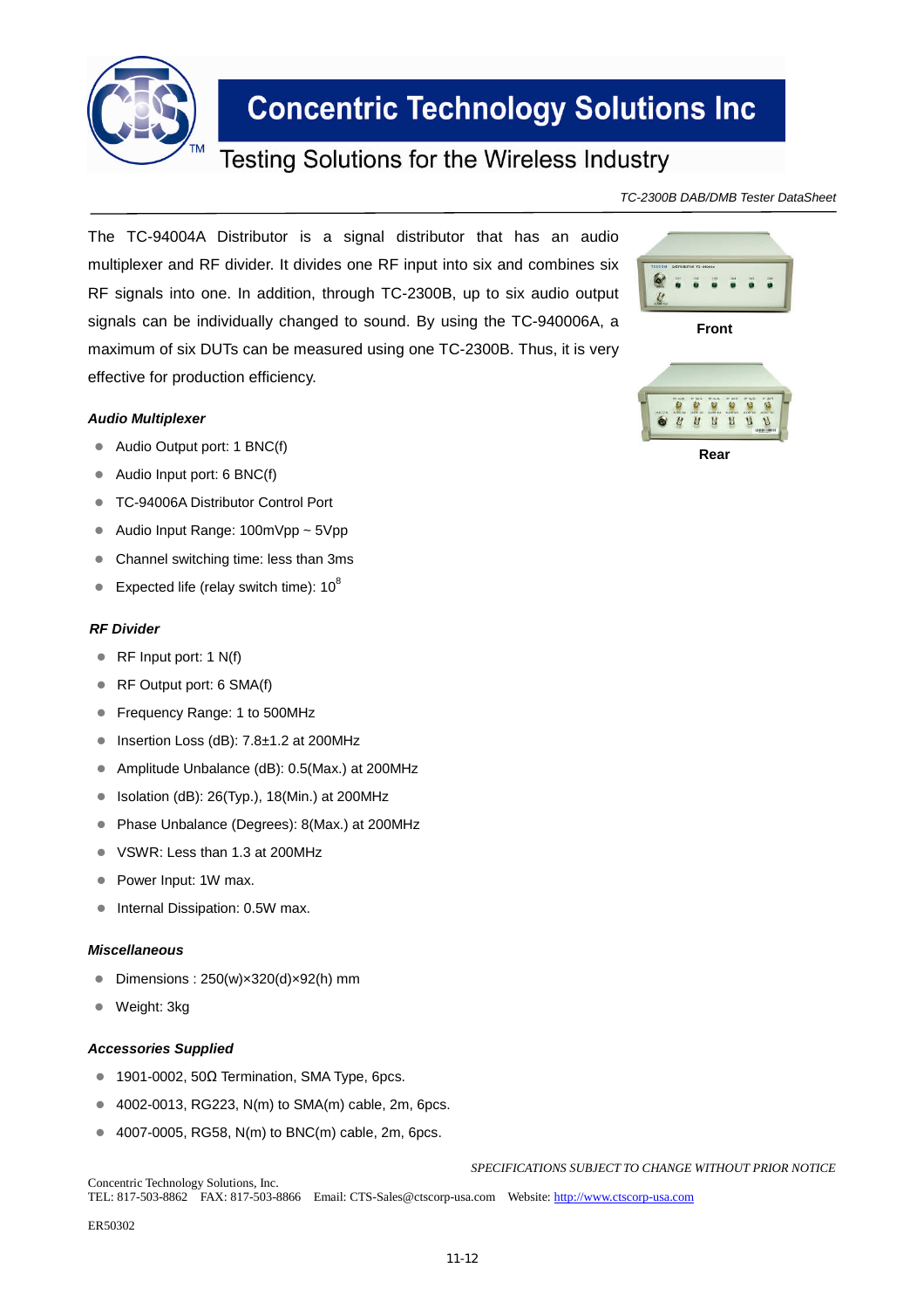TC-2300B DAB/DMB Tester DataSheet

The TC-94004A Distributor is a signal distributor that has an audio multiplexer and RF divider. It divides one RF input into six and combines six RF signals into one. In addition, through TC-2300B, up to six audio output signals can be individually changed to sound. By using the TC-940006A, a maximum of six DUTs can be measured using one TC-2300B. Thus, it is very effective for production efficiency.

Front

Rear

### *Audio Multiplexer*

- Audio Output port: 1 BNC(f)
- Audio Input port: 6 BNC(f)
- TC-94006A Distributor Control Port
- Audio Input Range: 100mVpp ~ 5Vpp
- Channel switching time: less than 3ms
- Expected life (relay switch time): $10^8$

### *RF Divider*

- RF Input port: 1 N(f)
- RF Output port: 6 SMA(f)
- Frequency Range: 1 to 500MHz
- Insertion Loss (dB): 7.8±1.2 at 200MHz
- Amplitude Unbalance (dB): 0.5(Max.) at 200MHz
- Isolation (dB): 26(Typ.), 18(Min.) at 200MHz
- Phase Unbalance (Degrees): 8(Max.) at 200MHz
- VSWR: Less than 1.3 at 200MHz
- Power Input: 1W max.
- Internal Dissipation: 0.5W max.

### *Miscellaneous*

- Dimensions : 250(w)×320(d)×92(h) mm
- Weight: 3kg

### *Accessories Supplied*

- 1901-0002, 50Ω Termination, SMA Type, 6pcs.
- 4002-0013, RG223, N(m) to SMA(m) cable, 2m, 6pcs.
- 4007-0005, RG58, N(m) to BNC(m) cable, 2m, 6pcs.

*SPECIFICATIONS SUBJECT TO CHANGE WITHOUT PRIOR NOTICE*

Concentric Technology Solutions, Inc.
TEL: 817-503-8862 FAX: 817-503-8866 Email: CTS-Sales@ctscorp-usa.com Website: http://www.ctscorp-usa.com

ER50302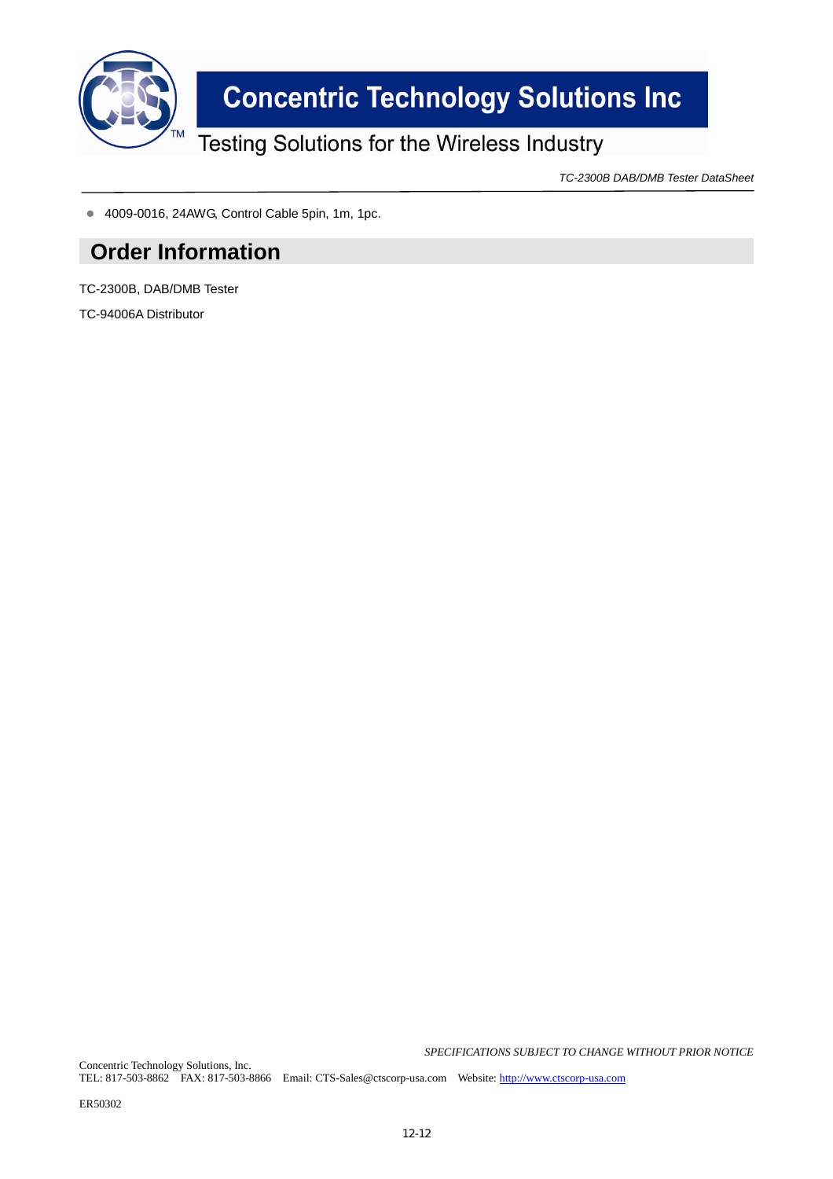- 4009-0016, 24AWG, Control Cable 5pin, 1m, 1pc.

## Order Information

TC-2300B, DAB/DMB Tester

TC-94006A Distributor

*SPECIFICATIONS SUBJECT TO CHANGE WITHOUT PRIOR NOTICE*

Concentric Technology Solutions, Inc.
TEL: 817-503-8862 FAX: 817-503-8866 Email: CTS-Sales@ctscorp-usa.com Website: http://www.ctscorp-usa.com

ER50302